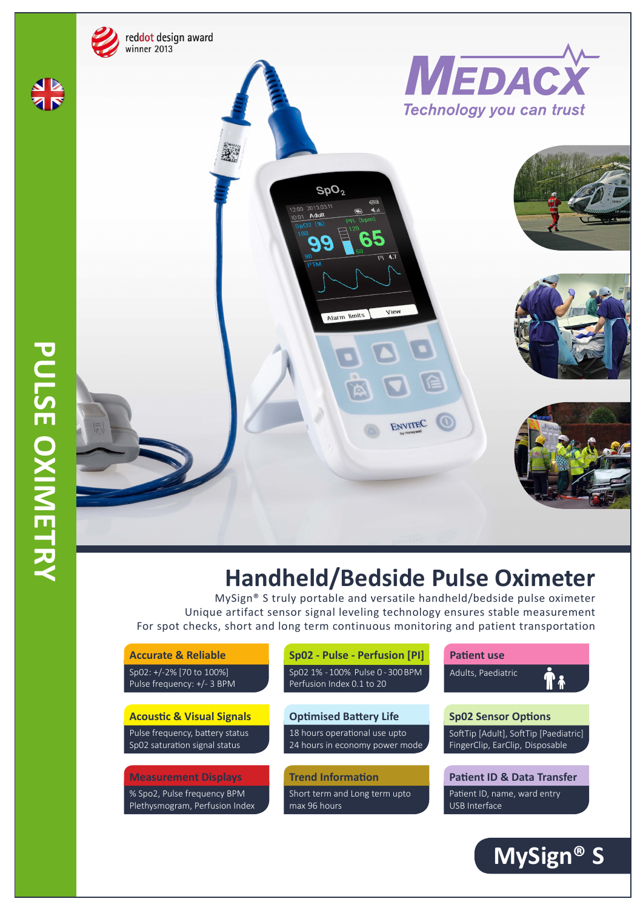PULSE OXIMETRY

reddot design award winner 2013

# MEDACX

*Technology you can trust*

# Handheld/Bedside Pulse Oximeter

MySign® S truly portable and versatile handheld/bedside pulse oximeter
Unique artifact sensor signal leveling technology ensures stable measurement
For spot checks, short and long term continuous monitoring and patient transportation

### Accurate & Reliable

Sp02: +/-2% [70 to 100%]
Pulse frequency: +/- 3 BPM

### Sp02 - Pulse - Perfusion [PI]

Sp02 1% - 100% Pulse 0 - 300 BPM
Perfusion Index 0.1 to 20

### Patient use

Adults, Paediatric

### Acoustic & Visual Signals

Pulse frequency, battery status
Sp02 saturation signal status

### Optimised Battery Life

18 hours operational use upto
24 hours in economy power mode

### Sp02 Sensor Options

SoftTip [Adult], SoftTip [Paediatric]
FingerClip, EarClip, Disposable

### Measurement Displays

% Spo2, Pulse frequency BPM
Plethysmogram, Perfusion Index

### Trend Information

Short term and Long term upto
max 96 hours

### Patient ID & Data Transfer

Patient ID, name, ward entry
USB Interface

## MySign® S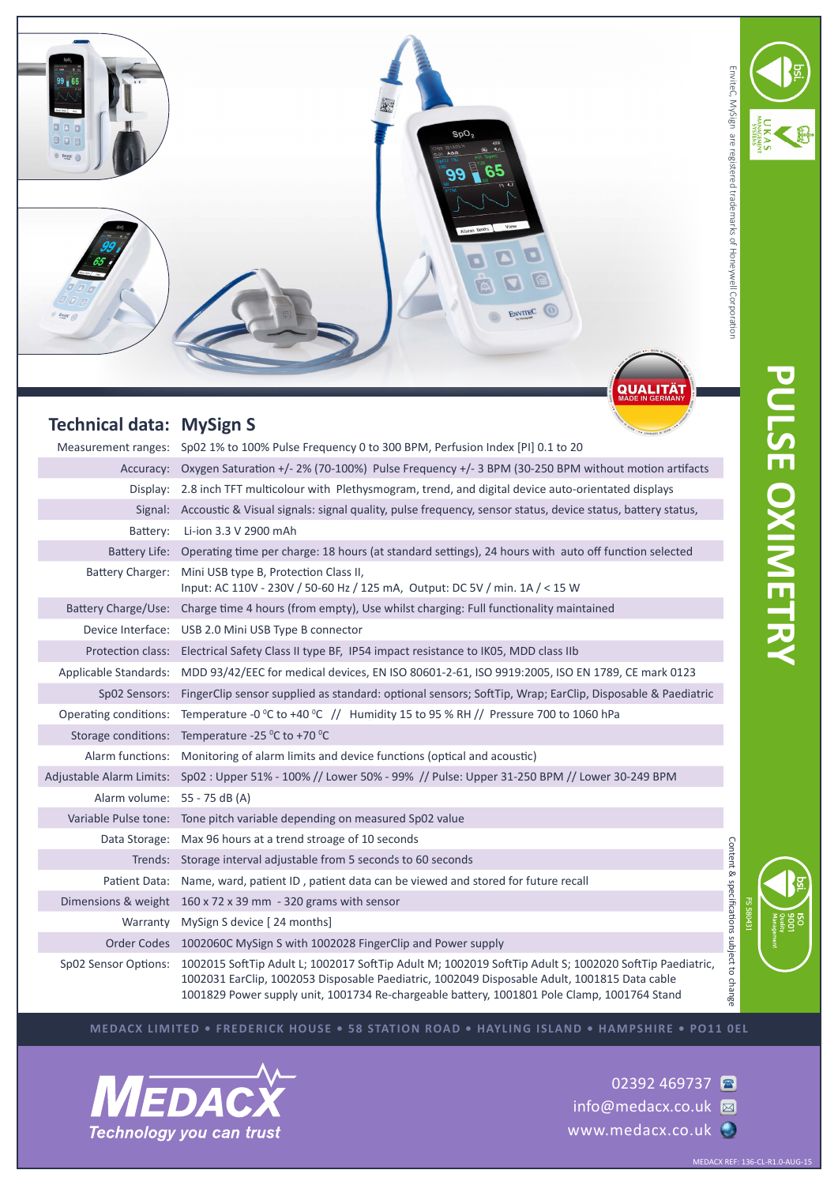# PULSE OXIMETRY

EnviteC, MySign are registered trademarks of Honeywell Corporation

QUALITÄT MADE IN GERMANY

## Technical data: MySign S

| | |
|---|---|
| Measurement ranges: | Sp02 1% to 100% Pulse Frequency 0 to 300 BPM, Perfusion Index [PI] 0.1 to 20 |
| Accuracy: | Oxygen Saturation +/- 2% (70-100%) Pulse Frequency +/- 3 BPM (30-250 BPM without motion artifacts |
| Display: | 2.8 inch TFT multicolour with Plethysmogram, trend, and digital device auto-orientated displays |
| Signal: | Accoustic & Visual signals: signal quality, pulse frequency, sensor status, device status, battery status, |
| Battery: | Li-ion 3.3 V 2900 mAh |
| Battery Life: | Operating time per charge: 18 hours (at standard settings), 24 hours with auto off function selected |
| Battery Charger: | Mini USB type B, Protection Class II, Input: AC 110V - 230V / 50-60 Hz / 125 mA, Output: DC 5V / min. 1A / < 15 W |
| Battery Charge/Use: | Charge time 4 hours (from empty), Use whilst charging: Full functionality maintained |
| Device Interface: | USB 2.0 Mini USB Type B connector |
| Protection class: | Electrical Safety Class II type BF, IP54 impact resistance to IK05, MDD class IIb |
| Applicable Standards: | MDD 93/42/EEC for medical devices, EN ISO 80601-2-61, ISO 9919:2005, ISO EN 1789, CE mark 0123 |
| Sp02 Sensors: | FingerClip sensor supplied as standard: optional sensors; SoftTip, Wrap; EarClip, Disposable & Paediatric |
| Operating conditions: | Temperature -0 °C to +40 °C // Humidity 15 to 95 % RH // Pressure 700 to 1060 hPa |
| Storage conditions: | Temperature -25 °C to +70 °C |
| Alarm functions: | Monitoring of alarm limits and device functions (optical and acoustic) |
| Adjustable Alarm Limits: | Sp02 : Upper 51% - 100% // Lower 50% - 99% // Pulse: Upper 31-250 BPM // Lower 30-249 BPM |
| Alarm volume: | 55 - 75 dB (A) |
| Variable Pulse tone: | Tone pitch variable depending on measured Sp02 value |
| Data Storage: | Max 96 hours at a trend stroage of 10 seconds |
| Trends: | Storage interval adjustable from 5 seconds to 60 seconds |
| Patient Data: | Name, ward, patient ID , patient data can be viewed and stored for future recall |
| Dimensions & weight | 160 x 72 x 39 mm - 320 grams with sensor |
| Warranty | MySign S device [ 24 months] |
| Order Codes | 1002060C MySign S with 1002028 FingerClip and Power supply |
| Sp02 Sensor Options: | 1002015 SoftTip Adult L; 1002017 SoftTip Adult M; 1002019 SoftTip Adult S; 1002020 SoftTip Paediatric, 1002031 EarClip, 1002053 Disposable Paediatric, 1002049 Disposable Adult, 1001815 Data cable 1001829 Power supply unit, 1001734 Re-chargeable battery, 1001801 Pole Clamp, 1001764 Stand |

Content & specifications subject to change

FS 580431

**MEDACX LIMITED • FREDERICK HOUSE • 58 STATION ROAD • HAYLING ISLAND • HAMPSHIRE • PO11 0EL**

MEDACX
*Technology you can trust*

02392 469737
info@medacx.co.uk
www.medacx.co.uk

MEDACX REF: 136-CL-R1.0-AUG-15